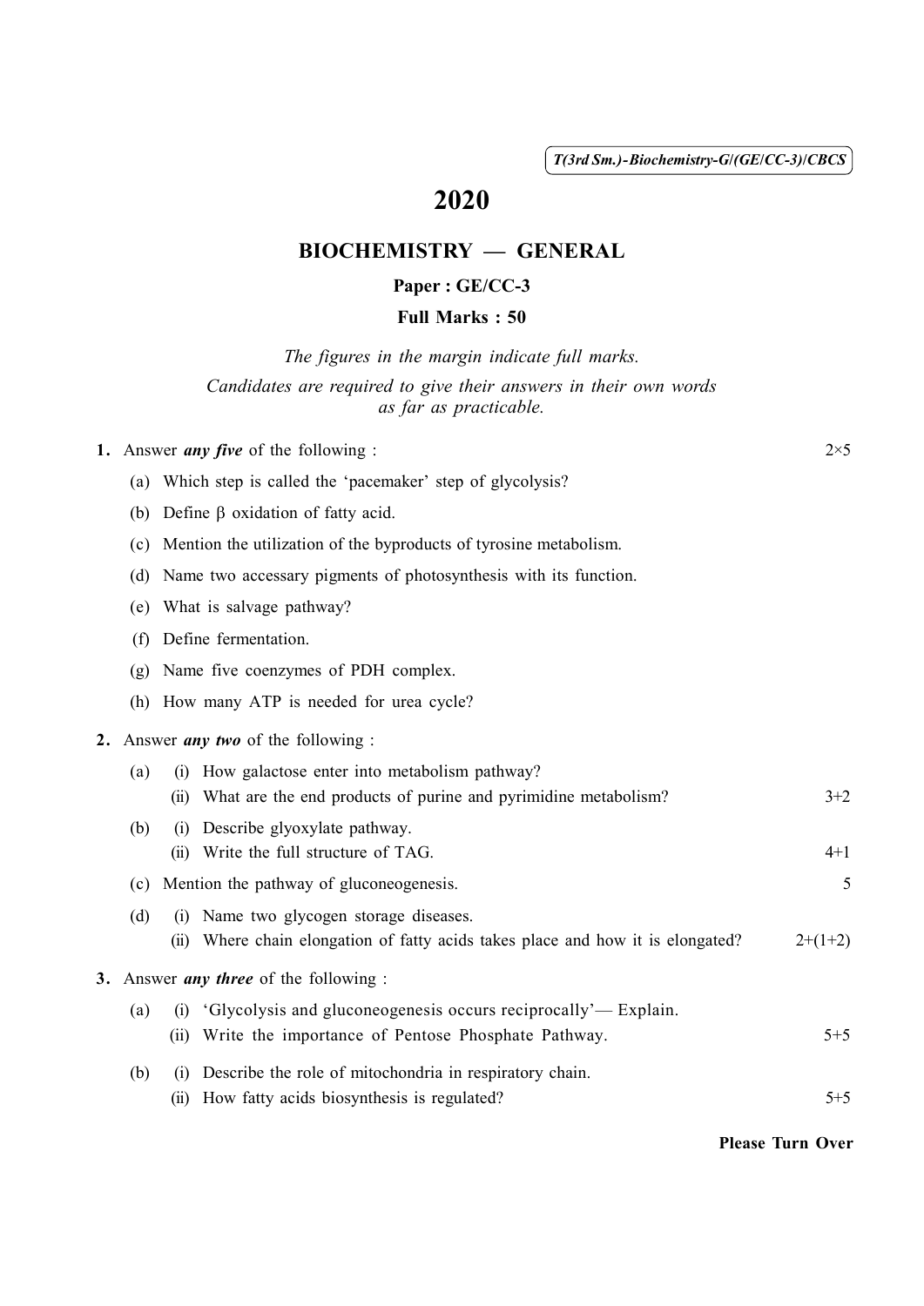*T(3rd Sm.)-Biochemistry-G/(GE/CC-3)/CBCS*

# 2020

## BIOCHEMISTRY — GENERAL

**Paper : GE/CC-3**

**Full Marks : 50**

*The figures in the margin indicate full marks.*

*Candidates are required to give their answers in their own words as far as practicable.*

**1.** Answer ***any five*** of the following : 2×5

(a) Which step is called the 'pacemaker' step of glycolysis?

(b) Define $\beta$ oxidation of fatty acid.

(c) Mention the utilization of the byproducts of tyrosine metabolism.

(d) Name two accessary pigments of photosynthesis with its function.

(e) What is salvage pathway?

(f) Define fermentation.

(g) Name five coenzymes of PDH complex.

(h) How many ATP is needed for urea cycle?

**2.** Answer ***any two*** of the following :

(a) (i) How galactose enter into metabolism pathway?
(ii) What are the end products of purine and pyrimidine metabolism? 3+2

(b) (i) Describe glyoxylate pathway.
(ii) Write the full structure of TAG. 4+1

(c) Mention the pathway of gluconeogenesis. 5

(d) (i) Name two glycogen storage diseases.
(ii) Where chain elongation of fatty acids takes place and how it is elongated? 2+(1+2)

**3.** Answer ***any three*** of the following :

(a) (i) 'Glycolysis and gluconeogenesis occurs reciprocally'— Explain.
(ii) Write the importance of Pentose Phosphate Pathway. 5+5

(b) (i) Describe the role of mitochondria in respiratory chain.
(ii) How fatty acids biosynthesis is regulated? 5+5

**Please Turn Over**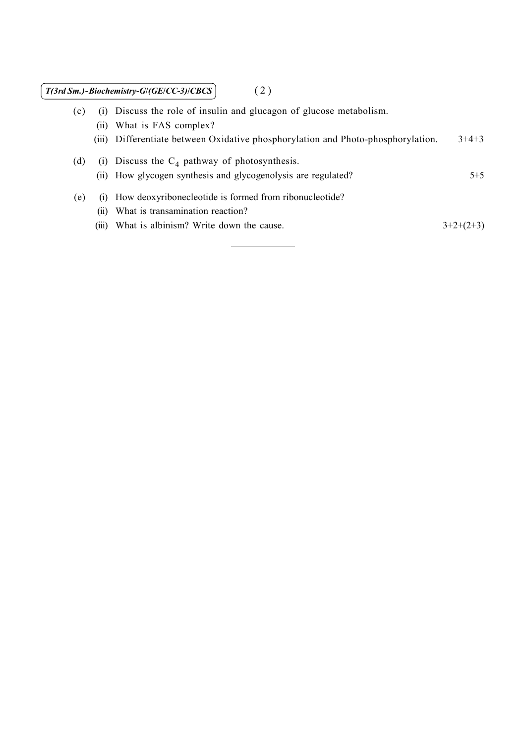(c) (i) Discuss the role of insulin and glucagon of glucose metabolism.

(ii) What is FAS complex?

(iii) Differentiate between Oxidative phosphorylation and Photo-phosphorylation. 3+4+3

(d) (i) Discuss the $C_4$ pathway of photosynthesis.

(ii) How glycogen synthesis and glycogenolysis are regulated? 5+5

(e) (i) How deoxyribonecleotide is formed from ribonucleotide?

(ii) What is transamination reaction?

(iii) What is albinism? Write down the cause. 3+2+(2+3)